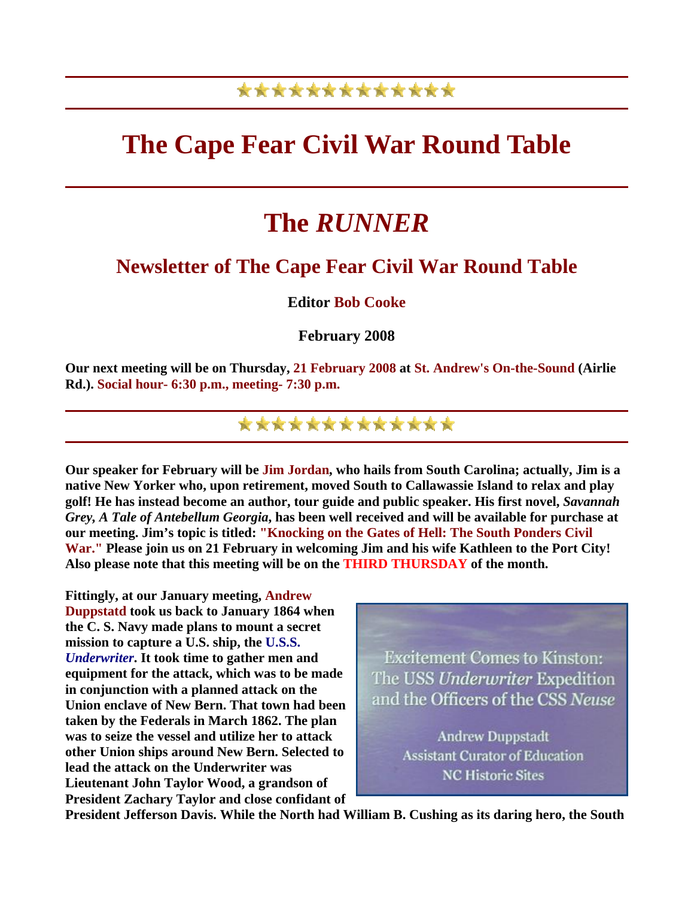★★★★★★★★★★★★★

# The Cape Fear Civil War Round Table

# The *RUNNER*

## Newsletter of The Cape Fear Civil War Round Table

**Editor Bob Cooke**

**February 2008**

**Our next meeting will be on Thursday, 21 February 2008 at St. Andrew's On-the-Sound (Airlie Rd.). Social hour- 6:30 p.m., meeting- 7:30 p.m.**

★★★★★★★★★★★★★

**Our speaker for February will be Jim Jordan, who hails from South Carolina; actually, Jim is a native New Yorker who, upon retirement, moved South to Callawassie Island to relax and play golf! He has instead become an author, tour guide and public speaker. His first novel, *Savannah Grey, A Tale of Antebellum Georgia*, has been well received and will be available for purchase at our meeting. Jim's topic is titled: "Knocking on the Gates of Hell: The South Ponders Civil War." Please join us on 21 February in welcoming Jim and his wife Kathleen to the Port City! Also please note that this meeting will be on the THIRD THURSDAY of the month.**

Excitement Comes to Kinston: The USS *Underwriter* Expedition and the Officers of the CSS *Neuse*

Andrew Duppstadt
Assistant Curator of Education
NC Historic Sites

**Fittingly, at our January meeting, Andrew Duppstatd took us back to January 1864 when the C. S. Navy made plans to mount a secret mission to capture a U.S. ship, the U.S.S. *Underwriter*. It took time to gather men and equipment for the attack, which was to be made in conjunction with a planned attack on the Union enclave of New Bern. That town had been taken by the Federals in March 1862. The plan was to seize the vessel and utilize her to attack other Union ships around New Bern. Selected to lead the attack on the Underwriter was Lieutenant John Taylor Wood, a grandson of President Zachary Taylor and close confidant of President Jefferson Davis. While the North had William B. Cushing as its daring hero, the South**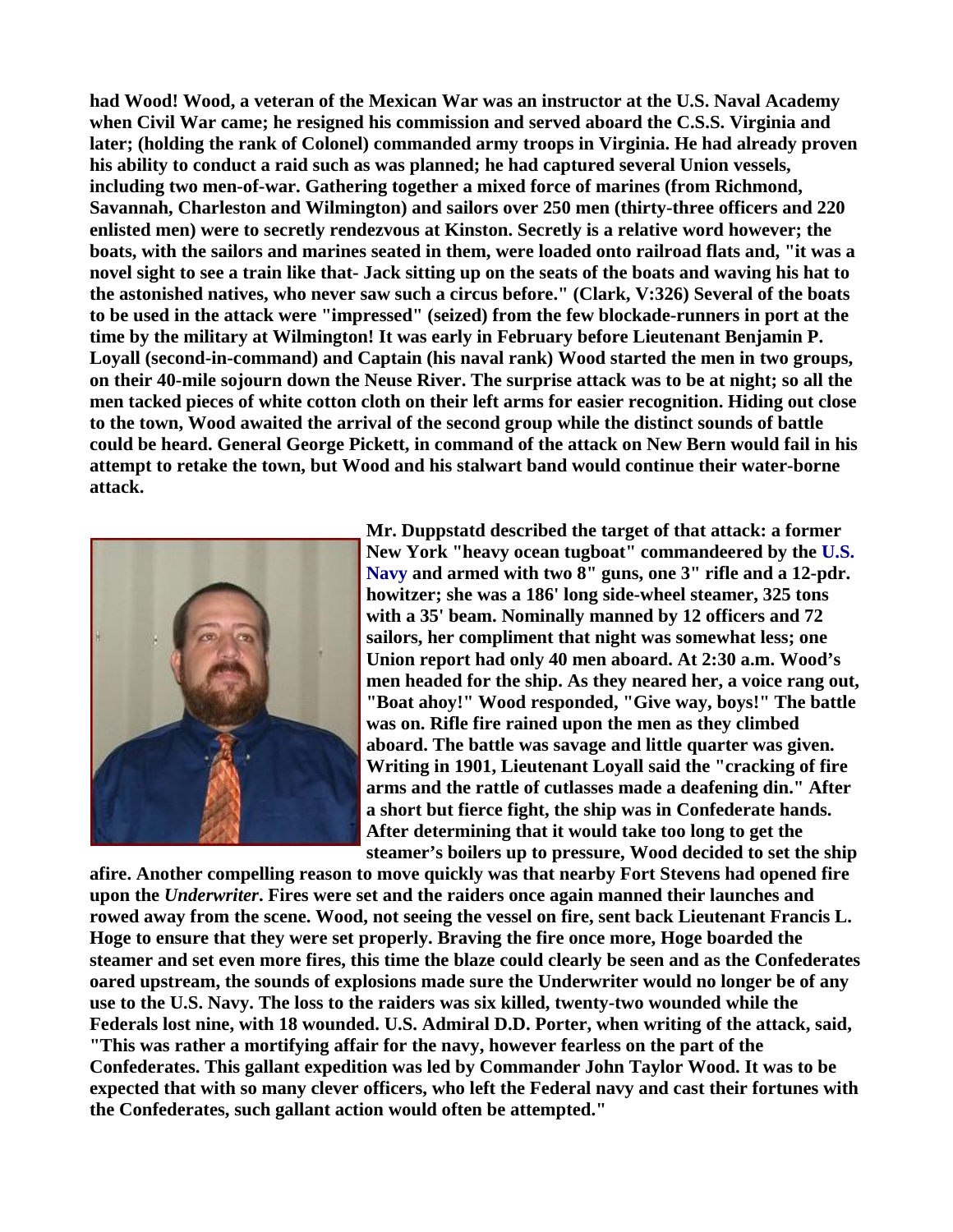**had Wood! Wood, a veteran of the Mexican War was an instructor at the U.S. Naval Academy when Civil War came; he resigned his commission and served aboard the C.S.S. Virginia and later; (holding the rank of Colonel) commanded army troops in Virginia. He had already proven his ability to conduct a raid such as was planned; he had captured several Union vessels, including two men-of-war. Gathering together a mixed force of marines (from Richmond, Savannah, Charleston and Wilmington) and sailors over 250 men (thirty-three officers and 220 enlisted men) were to secretly rendezvous at Kinston. Secretly is a relative word however; the boats, with the sailors and marines seated in them, were loaded onto railroad flats and, "it was a novel sight to see a train like that- Jack sitting up on the seats of the boats and waving his hat to the astonished natives, who never saw such a circus before." (Clark, V:326) Several of the boats to be used in the attack were "impressed" (seized) from the few blockade-runners in port at the time by the military at Wilmington! It was early in February before Lieutenant Benjamin P. Loyall (second-in-command) and Captain (his naval rank) Wood started the men in two groups, on their 40-mile sojourn down the Neuse River. The surprise attack was to be at night; so all the men tacked pieces of white cotton cloth on their left arms for easier recognition. Hiding out close to the town, Wood awaited the arrival of the second group while the distinct sounds of battle could be heard. General George Pickett, in command of the attack on New Bern would fail in his attempt to retake the town, but Wood and his stalwart band would continue their water-borne attack.**

**Mr. Duppstatd described the target of that attack: a former New York "heavy ocean tugboat" commandeered by the U.S. Navy and armed with two 8" guns, one 3" rifle and a 12-pdr. howitzer; she was a 186' long side-wheel steamer, 325 tons with a 35' beam. Nominally manned by 12 officers and 72 sailors, her compliment that night was somewhat less; one Union report had only 40 men aboard. At 2:30 a.m. Wood's men headed for the ship. As they neared her, a voice rang out, "Boat ahoy!" Wood responded, "Give way, boys!" The battle was on. Rifle fire rained upon the men as they climbed aboard. The battle was savage and little quarter was given. Writing in 1901, Lieutenant Loyall said the "cracking of fire arms and the rattle of cutlasses made a deafening din." After a short but fierce fight, the ship was in Confederate hands. After determining that it would take too long to get the steamer's boilers up to pressure, Wood decided to set the ship afire. Another compelling reason to move quickly was that nearby Fort Stevens had opened fire upon the *Underwriter*. Fires were set and the raiders once again manned their launches and rowed away from the scene. Wood, not seeing the vessel on fire, sent back Lieutenant Francis L. Hoge to ensure that they were set properly. Braving the fire once more, Hoge boarded the steamer and set even more fires, this time the blaze could clearly be seen and as the Confederates oared upstream, the sounds of explosions made sure the Underwriter would no longer be of any use to the U.S. Navy. The loss to the raiders was six killed, twenty-two wounded while the Federals lost nine, with 18 wounded. U.S. Admiral D.D. Porter, when writing of the attack, said, "This was rather a mortifying affair for the navy, however fearless on the part of the Confederates. This gallant expedition was led by Commander John Taylor Wood. It was to be expected that with so many clever officers, who left the Federal navy and cast their fortunes with the Confederates, such gallant action would often be attempted."**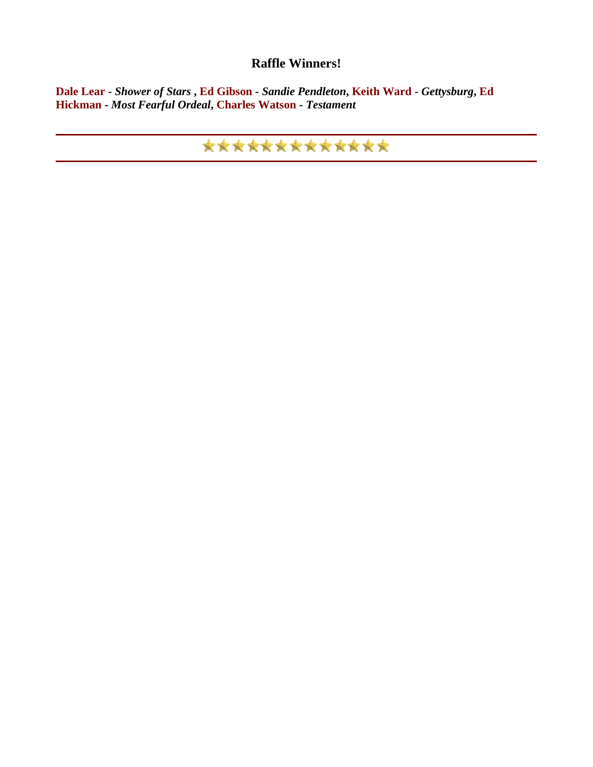### Raffle Winners!

**Dale Lear - *Shower of Stars* , Ed Gibson - *Sandie Pendleton*, Keith Ward - *Gettysburg*, Ed Hickman - *Most Fearful Ordeal*, Charles Watson - *Testament***

---

---